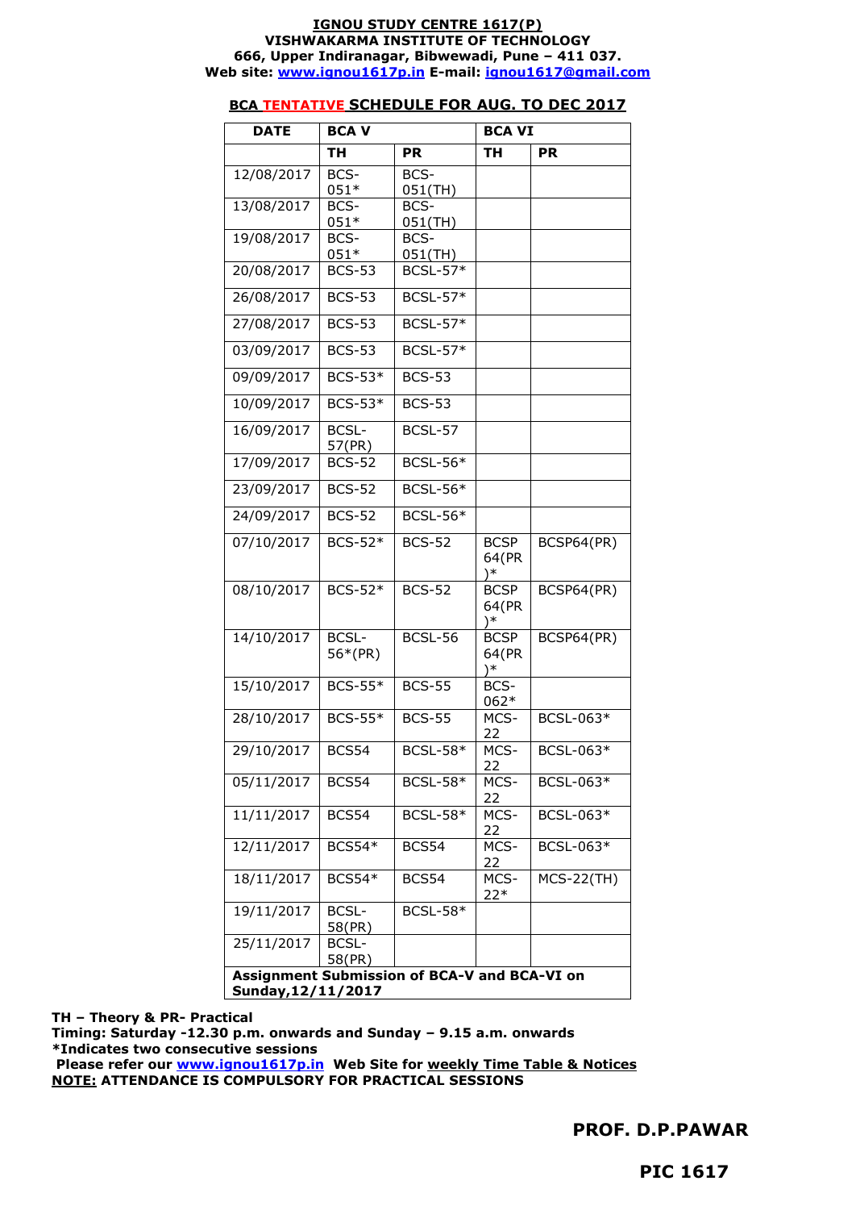**IGNOU STUDY CENTRE 1617(P)**
**VISHWAKARMA INSTITUTE OF TECHNOLOGY**
**666, Upper Indiranagar, Bibwewadi, Pune – 411 037.**
**Web site: www.ignou1617p.in E-mail: ignou1617@gmail.com**

## BCA TENTATIVE SCHEDULE FOR AUG. TO DEC 2017

| DATE | BCA V | | BCA VI | |
|---|---|---|---|---|
| | TH | PR | TH | PR |
| 12/08/2017 | BCS-051* | BCS-051(TH) | | |
| 13/08/2017 | BCS-051* | BCS-051(TH) | | |
| 19/08/2017 | BCS-051* | BCS-051(TH) | | |
| 20/08/2017 | BCS-53 | BCSL-57* | | |
| 26/08/2017 | BCS-53 | BCSL-57* | | |
| 27/08/2017 | BCS-53 | BCSL-57* | | |
| 03/09/2017 | BCS-53 | BCSL-57* | | |
| 09/09/2017 | BCS-53* | BCS-53 | | |
| 10/09/2017 | BCS-53* | BCS-53 | | |
| 16/09/2017 | BCSL-57(PR) | BCSL-57 | | |
| 17/09/2017 | BCS-52 | BCSL-56* | | |
| 23/09/2017 | BCS-52 | BCSL-56* | | |
| 24/09/2017 | BCS-52 | BCSL-56* | | |
| 07/10/2017 | BCS-52* | BCS-52 | BCSP64(PR)* | BCSP64(PR) |
| 08/10/2017 | BCS-52* | BCS-52 | BCSP64(PR)* | BCSP64(PR) |
| 14/10/2017 | BCSL-56*(PR) | BCSL-56 | BCSP64(PR)* | BCSP64(PR) |
| 15/10/2017 | BCS-55* | BCS-55 | BCS-062* | |
| 28/10/2017 | BCS-55* | BCS-55 | MCS-22 | BCSL-063* |
| 29/10/2017 | BCS54 | BCSL-58* | MCS-22 | BCSL-063* |
| 05/11/2017 | BCS54 | BCSL-58* | MCS-22 | BCSL-063* |
| 11/11/2017 | BCS54 | BCSL-58* | MCS-22 | BCSL-063* |
| 12/11/2017 | BCS54* | BCS54 | MCS-22 | BCSL-063* |
| 18/11/2017 | BCS54* | BCS54 | MCS-22* | MCS-22(TH) |
| 19/11/2017 | BCSL-58(PR) | BCSL-58* | | |
| 25/11/2017 | BCSL-58(PR) | | | |
| **Assignment Submission of BCA-V and BCA-VI on Sunday,12/11/2017** | | | | |

**TH – Theory & PR- Practical**
**Timing: Saturday -12.30 p.m. onwards and Sunday – 9.15 a.m. onwards**
**\*Indicates two consecutive sessions**
**Please refer our www.ignou1617p.in Web Site for weekly Time Table & Notices**
**NOTE: ATTENDANCE IS COMPULSORY FOR PRACTICAL SESSIONS**

**PROF. D.P.PAWAR**

**PIC 1617**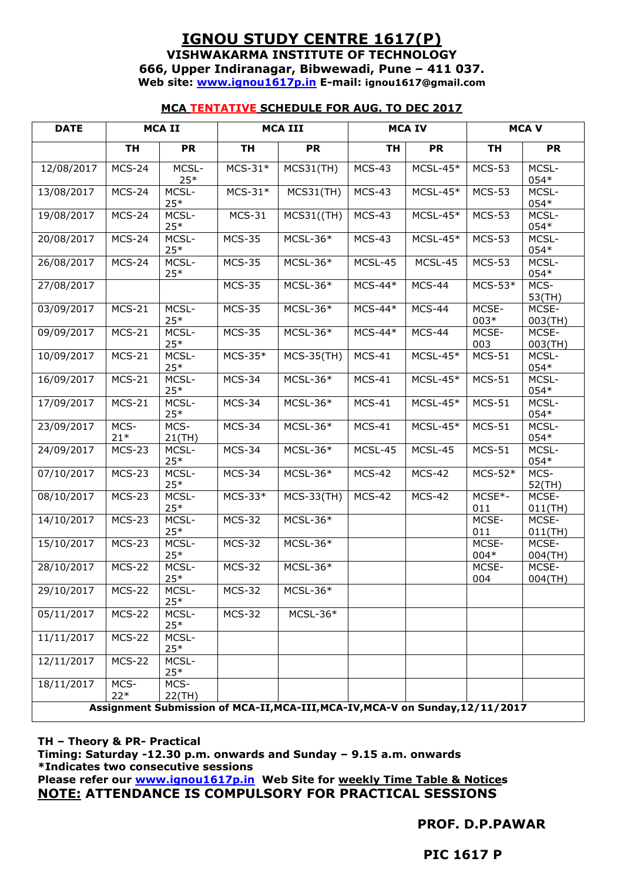# IGNOU STUDY CENTRE 1617(P)

**VISHWAKARMA INSTITUTE OF TECHNOLOGY**

**666, Upper Indiranagar, Bibwewadi, Pune – 411 037.**

**Web site: www.ignou1617p.in E-mail: ignou1617@gmail.com**

## MCA TENTATIVE SCHEDULE FOR AUG. TO DEC 2017

| DATE | MCA II | | MCA III | | MCA IV | | MCA V | |
|---|---|---|---|---|---|---|---|---|
| | TH | PR | TH | PR | TH | PR | TH | PR |
| 12/08/2017 | MCS-24 | MCSL-25* | MCS-31* | MCS31(TH) | MCS-43 | MCSL-45* | MCS-53 | MCSL-054* |
| 13/08/2017 | MCS-24 | MCSL-25* | MCS-31* | MCS31(TH) | MCS-43 | MCSL-45* | MCS-53 | MCSL-054* |
| 19/08/2017 | MCS-24 | MCSL-25* | MCS-31 | MCS31((TH) | MCS-43 | MCSL-45* | MCS-53 | MCSL-054* |
| 20/08/2017 | MCS-24 | MCSL-25* | MCS-35 | MCSL-36* | MCS-43 | MCSL-45* | MCS-53 | MCSL-054* |
| 26/08/2017 | MCS-24 | MCSL-25* | MCS-35 | MCSL-36* | MCSL-45 | MCSL-45 | MCS-53 | MCSL-054* |
| 27/08/2017 | | | MCS-35 | MCSL-36* | MCS-44* | MCS-44 | MCS-53* | MCS-53(TH) |
| 03/09/2017 | MCS-21 | MCSL-25* | MCS-35 | MCSL-36* | MCS-44* | MCS-44 | MCSE-003* | MCSE-003(TH) |
| 09/09/2017 | MCS-21 | MCSL-25* | MCS-35 | MCSL-36* | MCS-44* | MCS-44 | MCSE-003 | MCSE-003(TH) |
| 10/09/2017 | MCS-21 | MCSL-25* | MCS-35* | MCS-35(TH) | MCS-41 | MCSL-45* | MCS-51 | MCSL-054* |
| 16/09/2017 | MCS-21 | MCSL-25* | MCS-34 | MCSL-36* | MCS-41 | MCSL-45* | MCS-51 | MCSL-054* |
| 17/09/2017 | MCS-21 | MCSL-25* | MCS-34 | MCSL-36* | MCS-41 | MCSL-45* | MCS-51 | MCSL-054* |
| 23/09/2017 | MCS-21* | MCS-21(TH) | MCS-34 | MCSL-36* | MCS-41 | MCSL-45* | MCS-51 | MCSL-054* |
| 24/09/2017 | MCS-23 | MCSL-25* | MCS-34 | MCSL-36* | MCSL-45 | MCSL-45 | MCS-51 | MCSL-054* |
| 07/10/2017 | MCS-23 | MCSL-25* | MCS-34 | MCSL-36* | MCS-42 | MCS-42 | MCS-52* | MCS-52(TH) |
| 08/10/2017 | MCS-23 | MCSL-25* | MCS-33* | MCS-33(TH) | MCS-42 | MCS-42 | MCSE*-011 | MCSE-011(TH) |
| 14/10/2017 | MCS-23 | MCSL-25* | MCS-32 | MCSL-36* | | | MCSE-011 | MCSE-011(TH) |
| 15/10/2017 | MCS-23 | MCSL-25* | MCS-32 | MCSL-36* | | | MCSE-004* | MCSE-004(TH) |
| 28/10/2017 | MCS-22 | MCSL-25* | MCS-32 | MCSL-36* | | | MCSE-004 | MCSE-004(TH) |
| 29/10/2017 | MCS-22 | MCSL-25* | MCS-32 | MCSL-36* | | | | |
| 05/11/2017 | MCS-22 | MCSL-25* | MCS-32 | MCSL-36* | | | | |
| 11/11/2017 | MCS-22 | MCSL-25* | | | | | | |
| 12/11/2017 | MCS-22 | MCSL-25* | | | | | | |
| 18/11/2017 | MCS-22* | MCS-22(TH) | | | | | | |
| **Assignment Submission of MCA-II,MCA-III,MCA-IV,MCA-V on Sunday,12/11/2017** | | | | | | | | |

**TH – Theory & PR- Practical**

**Timing: Saturday -12.30 p.m. onwards and Sunday – 9.15 a.m. onwards**

**\*Indicates two consecutive sessions**

**Please refer our www.ignou1617p.in Web Site for weekly Time Table & Notices**

**NOTE: ATTENDANCE IS COMPULSORY FOR PRACTICAL SESSIONS**

**PROF. D.P.PAWAR**

**PIC 1617 P**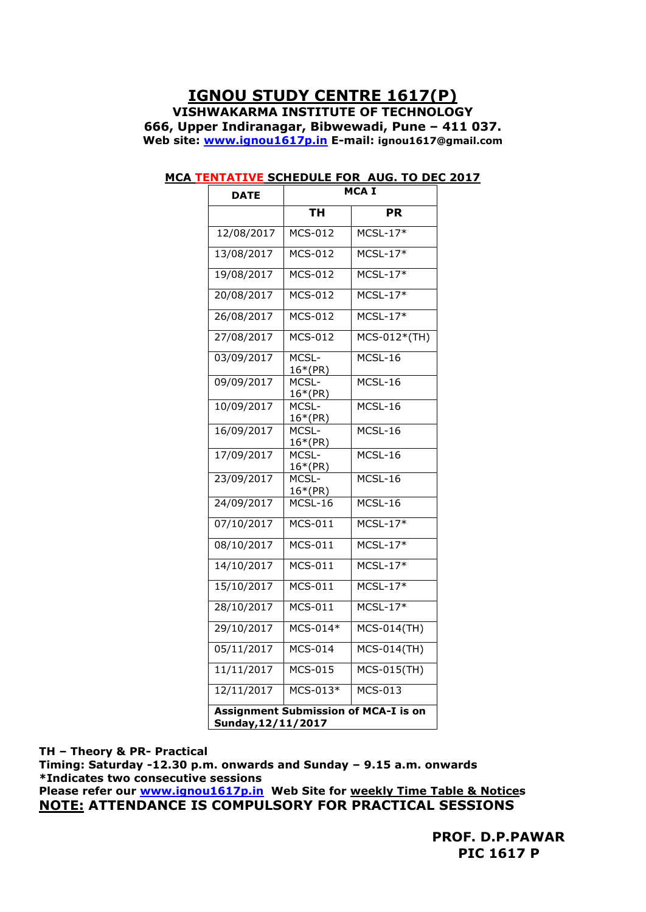# IGNOU STUDY CENTRE 1617(P)

**VISHWAKARMA INSTITUTE OF TECHNOLOGY**
**666, Upper Indiranagar, Bibwewadi, Pune – 411 037.**
**Web site: www.ignou1617p.in E-mail: ignou1617@gmail.com**

## MCA TENTATIVE SCHEDULE FOR AUG. TO DEC 2017

| DATE | MCA I | |
|---|---|---|
| | TH | PR |
| 12/08/2017 | MCS-012 | MCSL-17* |
| 13/08/2017 | MCS-012 | MCSL-17* |
| 19/08/2017 | MCS-012 | MCSL-17* |
| 20/08/2017 | MCS-012 | MCSL-17* |
| 26/08/2017 | MCS-012 | MCSL-17* |
| 27/08/2017 | MCS-012 | MCS-012*(TH) |
| 03/09/2017 | MCSL-16*(PR) | MCSL-16 |
| 09/09/2017 | MCSL-16*(PR) | MCSL-16 |
| 10/09/2017 | MCSL-16*(PR) | MCSL-16 |
| 16/09/2017 | MCSL-16*(PR) | MCSL-16 |
| 17/09/2017 | MCSL-16*(PR) | MCSL-16 |
| 23/09/2017 | MCSL-16*(PR) | MCSL-16 |
| 24/09/2017 | MCSL-16 | MCSL-16 |
| 07/10/2017 | MCS-011 | MCSL-17* |
| 08/10/2017 | MCS-011 | MCSL-17* |
| 14/10/2017 | MCS-011 | MCSL-17* |
| 15/10/2017 | MCS-011 | MCSL-17* |
| 28/10/2017 | MCS-011 | MCSL-17* |
| 29/10/2017 | MCS-014* | MCS-014(TH) |
| 05/11/2017 | MCS-014 | MCS-014(TH) |
| 11/11/2017 | MCS-015 | MCS-015(TH) |
| 12/11/2017 | MCS-013* | MCS-013 |
| **Assignment Submission of MCA-I is on Sunday,12/11/2017** | | |

**TH – Theory & PR- Practical**
**Timing: Saturday -12.30 p.m. onwards and Sunday – 9.15 a.m. onwards**
**\*Indicates two consecutive sessions**
**Please refer our www.ignou1617p.in Web Site for weekly Time Table & Notices**
**NOTE: ATTENDANCE IS COMPULSORY FOR PRACTICAL SESSIONS**

**PROF. D.P.PAWAR**
**PIC 1617 P**